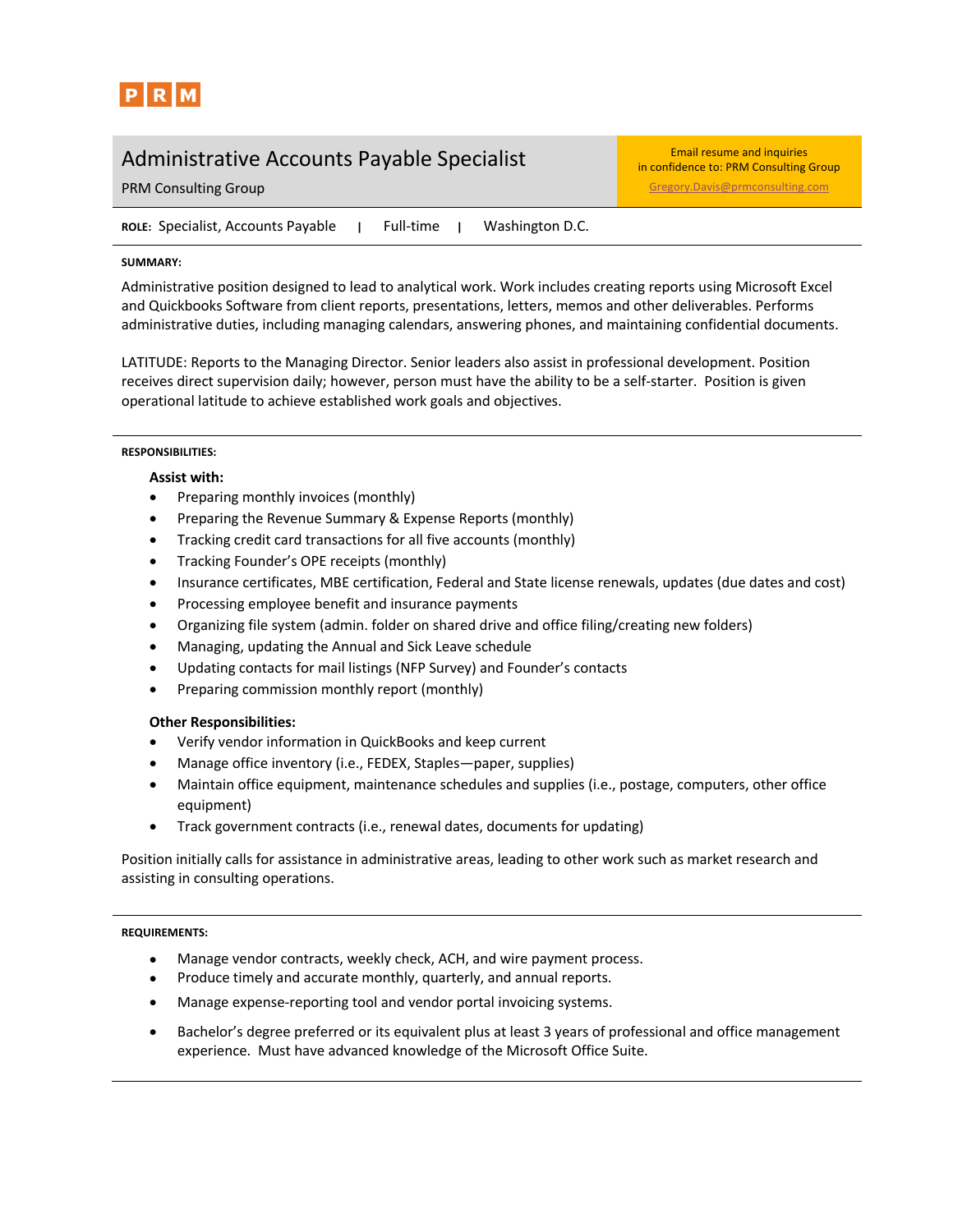PRM

# Administrative Accounts Payable Specialist

PRM Consulting Group

Email resume and inquiries in confidence to: PRM Consulting Group
Gregory.Davis@prmconsulting.com

**ROLE:** Specialist, Accounts Payable | Full-time | Washington D.C.

**SUMMARY:**

Administrative position designed to lead to analytical work. Work includes creating reports using Microsoft Excel and Quickbooks Software from client reports, presentations, letters, memos and other deliverables. Performs administrative duties, including managing calendars, answering phones, and maintaining confidential documents.

LATITUDE: Reports to the Managing Director. Senior leaders also assist in professional development. Position receives direct supervision daily; however, person must have the ability to be a self-starter. Position is given operational latitude to achieve established work goals and objectives.

**RESPONSIBILITIES:**

**Assist with:**

- Preparing monthly invoices (monthly)
- Preparing the Revenue Summary & Expense Reports (monthly)
- Tracking credit card transactions for all five accounts (monthly)
- Tracking Founder's OPE receipts (monthly)
- Insurance certificates, MBE certification, Federal and State license renewals, updates (due dates and cost)
- Processing employee benefit and insurance payments
- Organizing file system (admin. folder on shared drive and office filing/creating new folders)
- Managing, updating the Annual and Sick Leave schedule
- Updating contacts for mail listings (NFP Survey) and Founder's contacts
- Preparing commission monthly report (monthly)

**Other Responsibilities:**

- Verify vendor information in QuickBooks and keep current
- Manage office inventory (i.e., FEDEX, Staples—paper, supplies)
- Maintain office equipment, maintenance schedules and supplies (i.e., postage, computers, other office equipment)
- Track government contracts (i.e., renewal dates, documents for updating)

Position initially calls for assistance in administrative areas, leading to other work such as market research and assisting in consulting operations.

**REQUIREMENTS:**

- Manage vendor contracts, weekly check, ACH, and wire payment process.
- Produce timely and accurate monthly, quarterly, and annual reports.
- Manage expense-reporting tool and vendor portal invoicing systems.
- Bachelor's degree preferred or its equivalent plus at least 3 years of professional and office management experience. Must have advanced knowledge of the Microsoft Office Suite.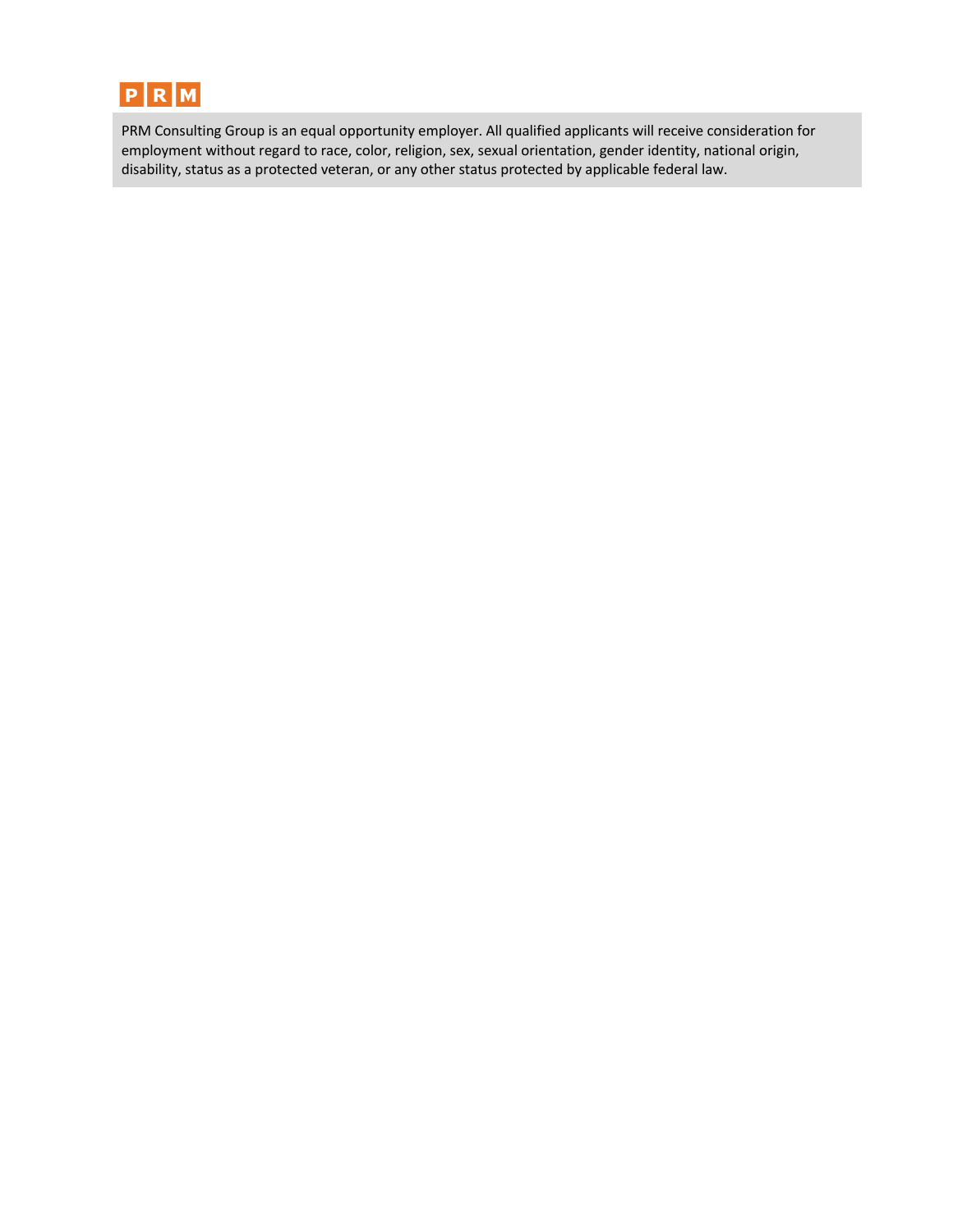PRM Consulting Group is an equal opportunity employer. All qualified applicants will receive consideration for employment without regard to race, color, religion, sex, sexual orientation, gender identity, national origin, disability, status as a protected veteran, or any other status protected by applicable federal law.